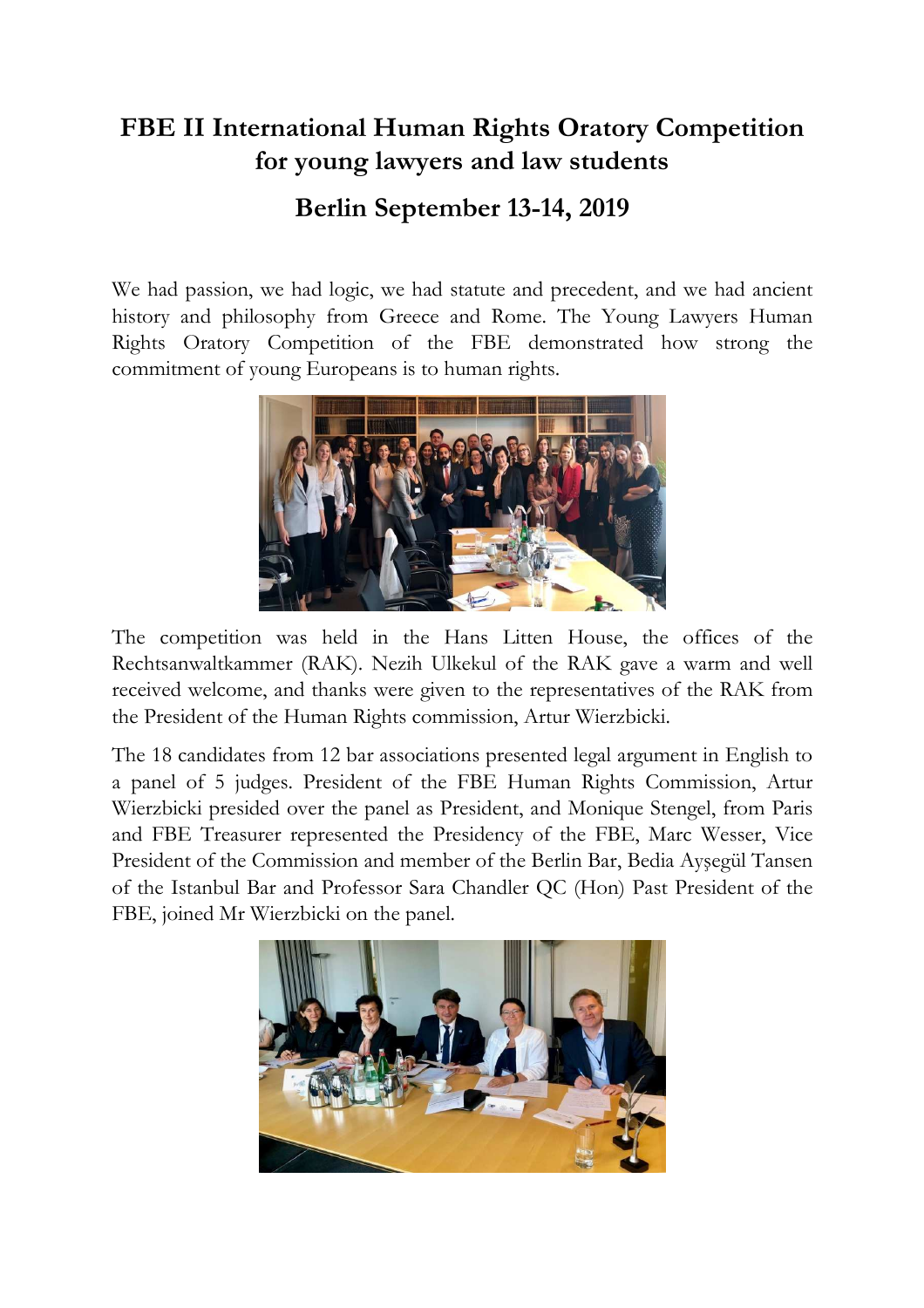# FBE II International Human Rights Oratory Competition for young lawyers and law students

## Berlin September 13-14, 2019

We had passion, we had logic, we had statute and precedent, and we had ancient history and philosophy from Greece and Rome. The Young Lawyers Human Rights Oratory Competition of the FBE demonstrated how strong the commitment of young Europeans is to human rights.

The competition was held in the Hans Litten House, the offices of the Rechtsanwaltkammer (RAK). Nezih Ulkekul of the RAK gave a warm and well received welcome, and thanks were given to the representatives of the RAK from the President of the Human Rights commission, Artur Wierzbicki.

The 18 candidates from 12 bar associations presented legal argument in English to a panel of 5 judges. President of the FBE Human Rights Commission, Artur Wierzbicki presided over the panel as President, and Monique Stengel, from Paris and FBE Treasurer represented the Presidency of the FBE, Marc Wesser, Vice President of the Commission and member of the Berlin Bar, Bedia Ayşegül Tansen of the Istanbul Bar and Professor Sara Chandler QC (Hon) Past President of the FBE, joined Mr Wierzbicki on the panel.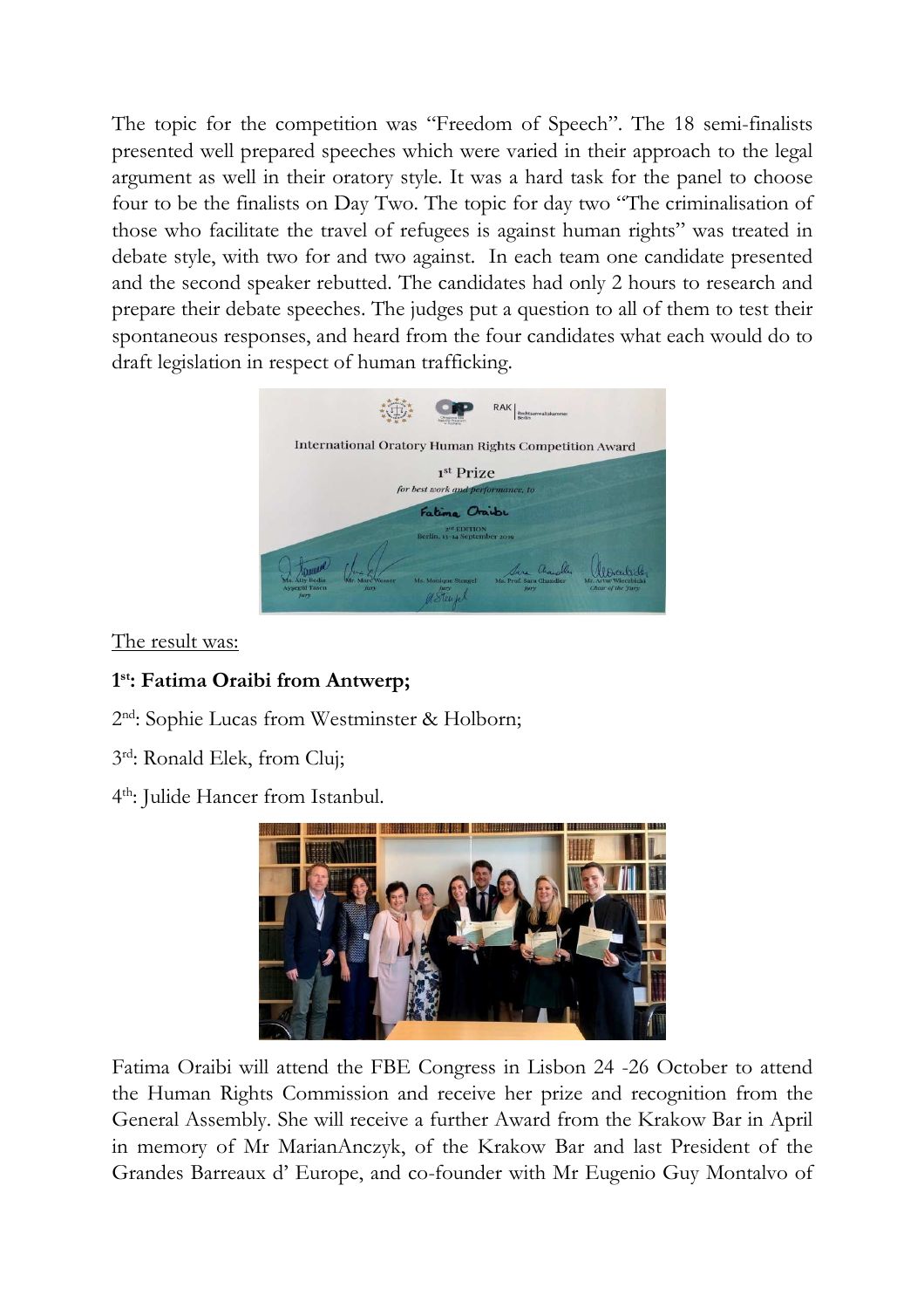The topic for the competition was "Freedom of Speech". The 18 semi-finalists presented well prepared speeches which were varied in their approach to the legal argument as well in their oratory style. It was a hard task for the panel to choose four to be the finalists on Day Two. The topic for day two "The criminalisation of those who facilitate the travel of refugees is against human rights" was treated in debate style, with two for and two against. In each team one candidate presented and the second speaker rebutted. The candidates had only 2 hours to research and prepare their debate speeches. The judges put a question to all of them to test their spontaneous responses, and heard from the four candidates what each would do to draft legislation in respect of human trafficking.

The result was:

**1st: Fatima Oraibi from Antwerp;**

2nd: Sophie Lucas from Westminster & Holborn;

3rd: Ronald Elek, from Cluj;

4th: Julide Hancer from Istanbul.

Fatima Oraibi will attend the FBE Congress in Lisbon 24 -26 October to attend the Human Rights Commission and receive her prize and recognition from the General Assembly. She will receive a further Award from the Krakow Bar in April in memory of Mr MarianAnczyk, of the Krakow Bar and last President of the Grandes Barreaux d' Europe, and co-founder with Mr Eugenio Guy Montalvo of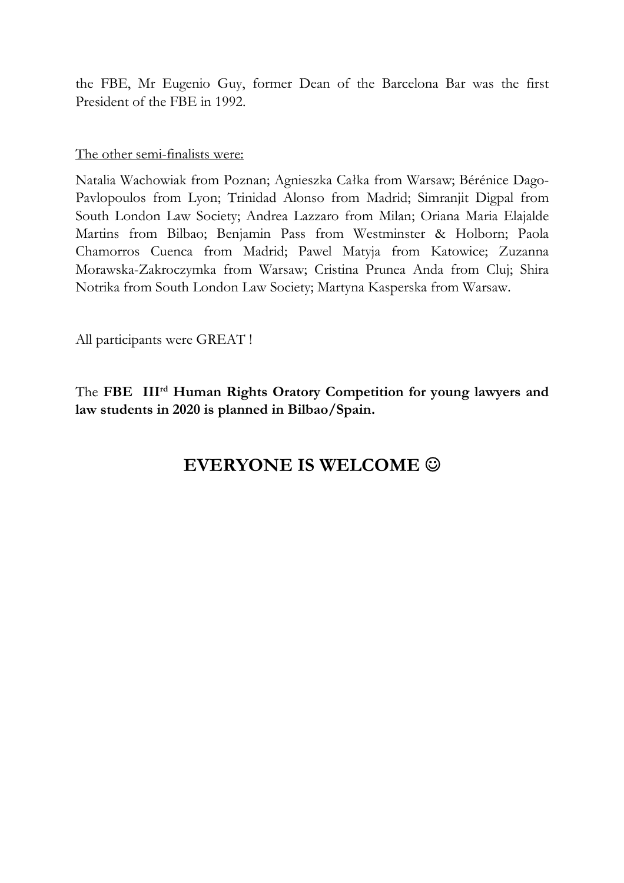the FBE, Mr Eugenio Guy, former Dean of the Barcelona Bar was the first President of the FBE in 1992.

The other semi-finalists were:

Natalia Wachowiak from Poznan; Agnieszka Całka from Warsaw; Bérénice Dago-Pavlopoulos from Lyon; Trinidad Alonso from Madrid; Simranjit Digpal from South London Law Society; Andrea Lazzaro from Milan; Oriana Maria Elajalde Martins from Bilbao; Benjamin Pass from Westminster & Holborn; Paola Chamorros Cuenca from Madrid; Pawel Matyja from Katowice; Zuzanna Morawska-Zakroczymka from Warsaw; Cristina Prunea Anda from Cluj; Shira Notrika from South London Law Society; Martyna Kasperska from Warsaw.

All participants were GREAT !

The **FBE III[rd] Human Rights Oratory Competition for young lawyers and law students in 2020 is planned in Bilbao/Spain.**

## EVERYONE IS WELCOME ☺